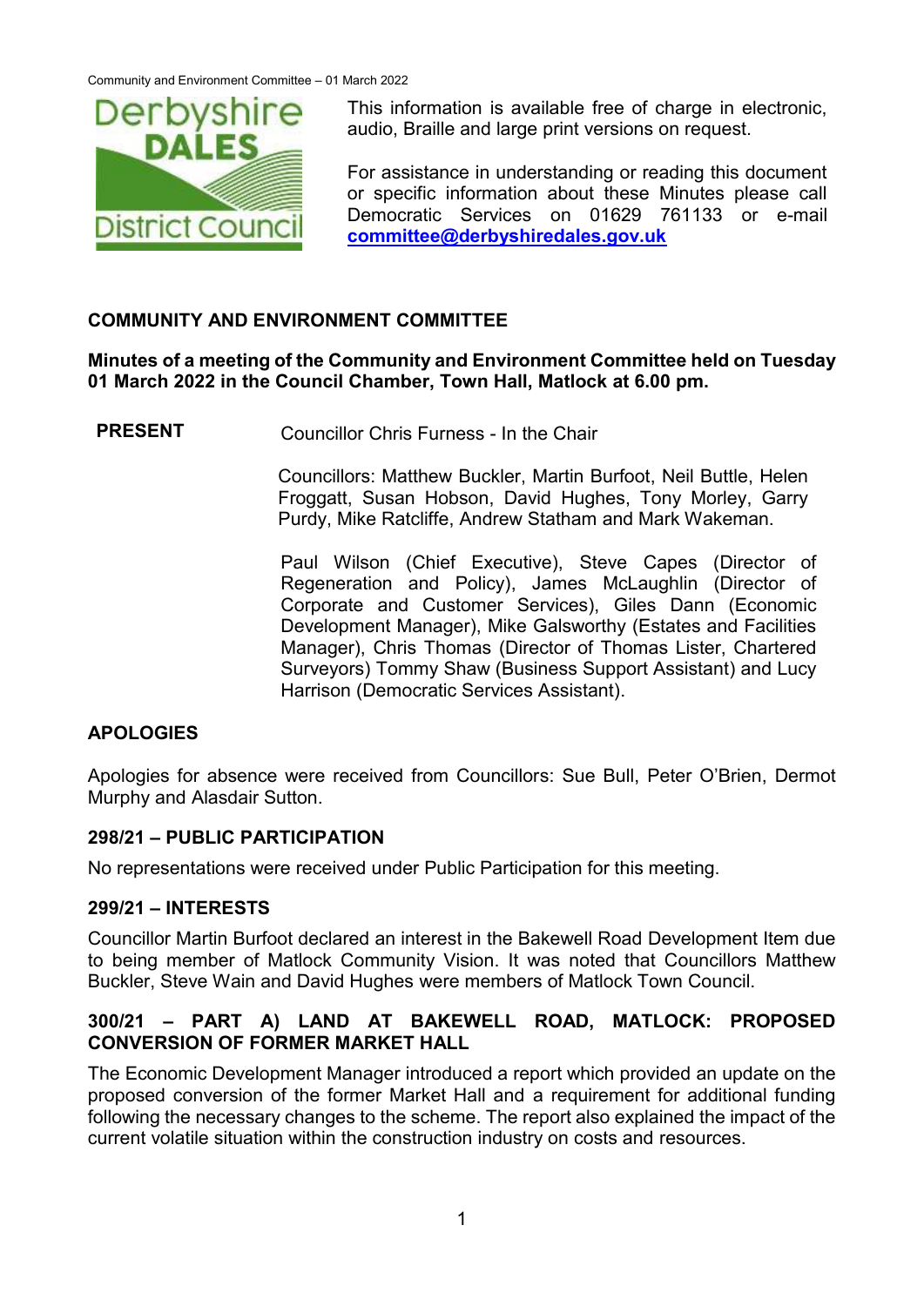This information is available free of charge in electronic, audio, Braille and large print versions on request.

For assistance in understanding or reading this document or specific information about these Minutes please call Democratic Services on 01629 761133 or e-mail **committee@derbyshiredales.gov.uk**

## COMMUNITY AND ENVIRONMENT COMMITTEE

**Minutes of a meeting of the Community and Environment Committee held on Tuesday 01 March 2022 in the Council Chamber, Town Hall, Matlock at 6.00 pm.**

**PRESENT** Councillor Chris Furness - In the Chair

Councillors: Matthew Buckler, Martin Burfoot, Neil Buttle, Helen Froggatt, Susan Hobson, David Hughes, Tony Morley, Garry Purdy, Mike Ratcliffe, Andrew Statham and Mark Wakeman.

Paul Wilson (Chief Executive), Steve Capes (Director of Regeneration and Policy), James McLaughlin (Director of Corporate and Customer Services), Giles Dann (Economic Development Manager), Mike Galsworthy (Estates and Facilities Manager), Chris Thomas (Director of Thomas Lister, Chartered Surveyors) Tommy Shaw (Business Support Assistant) and Lucy Harrison (Democratic Services Assistant).

### APOLOGIES

Apologies for absence were received from Councillors: Sue Bull, Peter O'Brien, Dermot Murphy and Alasdair Sutton.

### 298/21 – PUBLIC PARTICIPATION

No representations were received under Public Participation for this meeting.

### 299/21 – INTERESTS

Councillor Martin Burfoot declared an interest in the Bakewell Road Development Item due to being member of Matlock Community Vision. It was noted that Councillors Matthew Buckler, Steve Wain and David Hughes were members of Matlock Town Council.

### 300/21 – PART A) LAND AT BAKEWELL ROAD, MATLOCK: PROPOSED CONVERSION OF FORMER MARKET HALL

The Economic Development Manager introduced a report which provided an update on the proposed conversion of the former Market Hall and a requirement for additional funding following the necessary changes to the scheme. The report also explained the impact of the current volatile situation within the construction industry on costs and resources.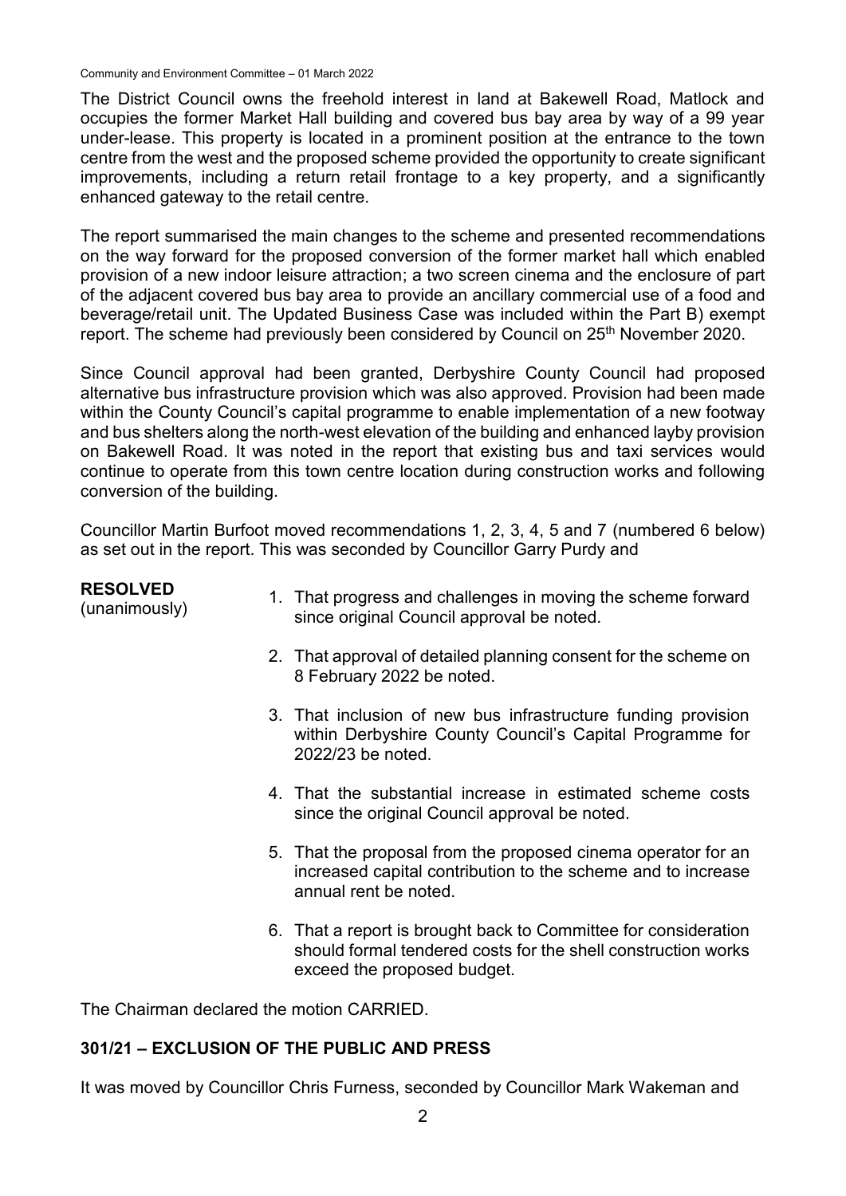The District Council owns the freehold interest in land at Bakewell Road, Matlock and occupies the former Market Hall building and covered bus bay area by way of a 99 year under-lease. This property is located in a prominent position at the entrance to the town centre from the west and the proposed scheme provided the opportunity to create significant improvements, including a return retail frontage to a key property, and a significantly enhanced gateway to the retail centre.

The report summarised the main changes to the scheme and presented recommendations on the way forward for the proposed conversion of the former market hall which enabled provision of a new indoor leisure attraction; a two screen cinema and the enclosure of part of the adjacent covered bus bay area to provide an ancillary commercial use of a food and beverage/retail unit. The Updated Business Case was included within the Part B) exempt report. The scheme had previously been considered by Council on 25th November 2020.

Since Council approval had been granted, Derbyshire County Council had proposed alternative bus infrastructure provision which was also approved. Provision had been made within the County Council's capital programme to enable implementation of a new footway and bus shelters along the north-west elevation of the building and enhanced layby provision on Bakewell Road. It was noted in the report that existing bus and taxi services would continue to operate from this town centre location during construction works and following conversion of the building.

Councillor Martin Burfoot moved recommendations 1, 2, 3, 4, 5 and 7 (numbered 6 below) as set out in the report. This was seconded by Councillor Garry Purdy and

**RESOLVED**
(unanimously)

1. That progress and challenges in moving the scheme forward since original Council approval be noted.
2. That approval of detailed planning consent for the scheme on 8 February 2022 be noted.
3. That inclusion of new bus infrastructure funding provision within Derbyshire County Council's Capital Programme for 2022/23 be noted.
4. That the substantial increase in estimated scheme costs since the original Council approval be noted.
5. That the proposal from the proposed cinema operator for an increased capital contribution to the scheme and to increase annual rent be noted.
6. That a report is brought back to Committee for consideration should formal tendered costs for the shell construction works exceed the proposed budget.

The Chairman declared the motion CARRIED.

## 301/21 – EXCLUSION OF THE PUBLIC AND PRESS

It was moved by Councillor Chris Furness, seconded by Councillor Mark Wakeman and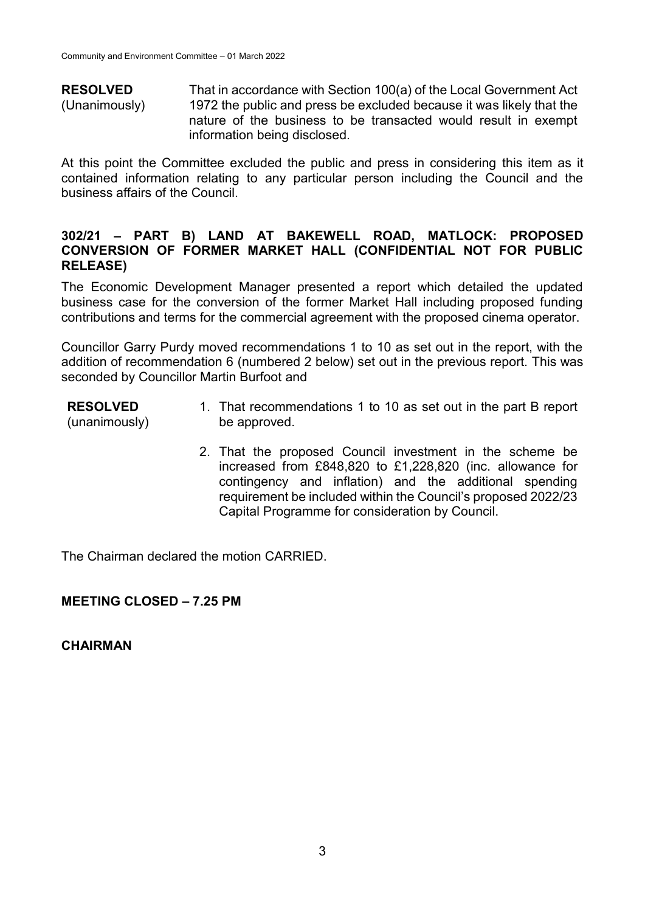**RESOLVED** (Unanimously)

That in accordance with Section 100(a) of the Local Government Act 1972 the public and press be excluded because it was likely that the nature of the business to be transacted would result in exempt information being disclosed.

At this point the Committee excluded the public and press in considering this item as it contained information relating to any particular person including the Council and the business affairs of the Council.

**302/21 – PART B) LAND AT BAKEWELL ROAD, MATLOCK: PROPOSED CONVERSION OF FORMER MARKET HALL (CONFIDENTIAL NOT FOR PUBLIC RELEASE)**

The Economic Development Manager presented a report which detailed the updated business case for the conversion of the former Market Hall including proposed funding contributions and terms for the commercial agreement with the proposed cinema operator.

Councillor Garry Purdy moved recommendations 1 to 10 as set out in the report, with the addition of recommendation 6 (numbered 2 below) set out in the previous report. This was seconded by Councillor Martin Burfoot and

**RESOLVED** (unanimously)

1. That recommendations 1 to 10 as set out in the part B report be approved.

2. That the proposed Council investment in the scheme be increased from £848,820 to £1,228,820 (inc. allowance for contingency and inflation) and the additional spending requirement be included within the Council's proposed 2022/23 Capital Programme for consideration by Council.

The Chairman declared the motion CARRIED.

**MEETING CLOSED – 7.25 PM**

**CHAIRMAN**